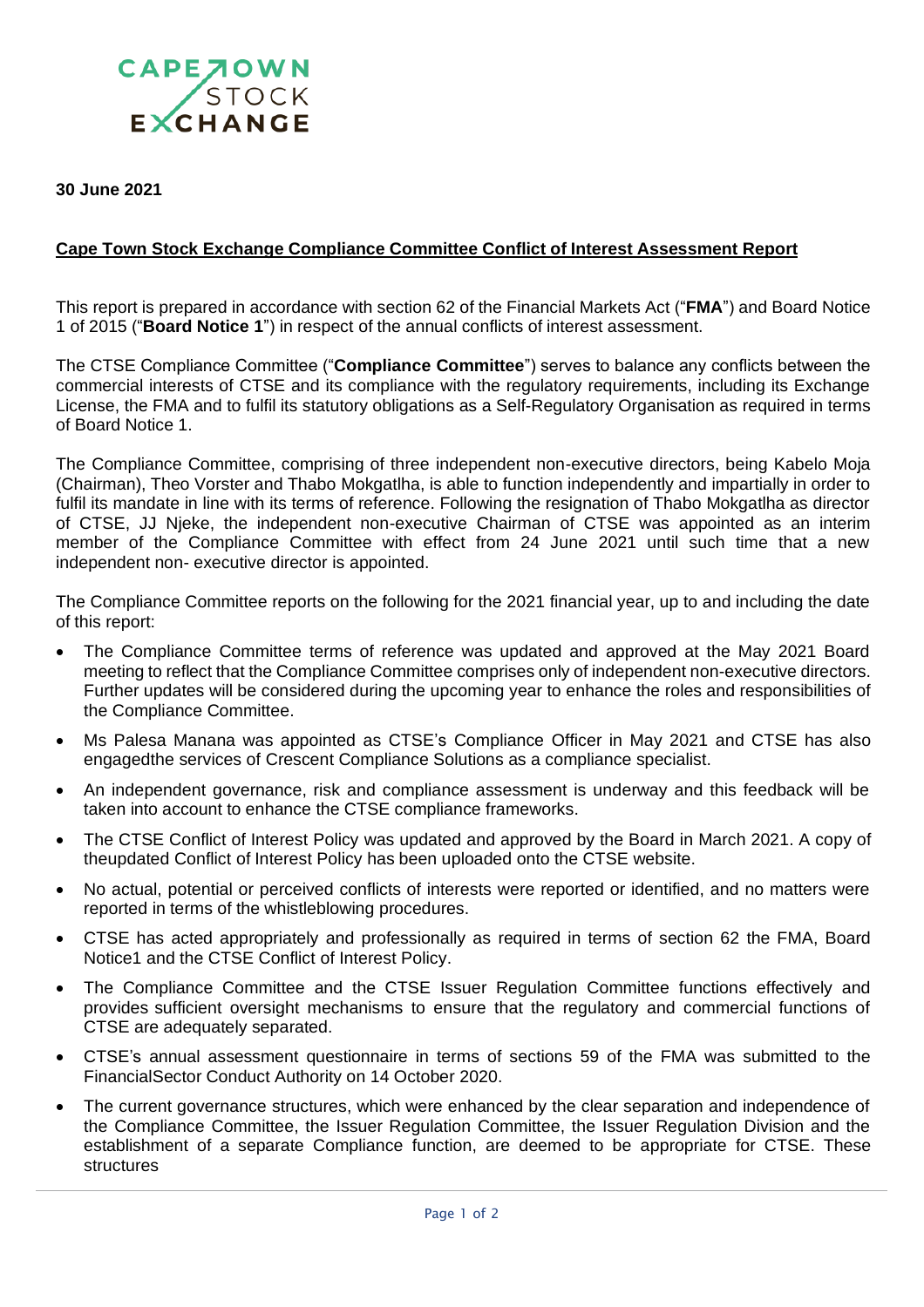**30 June 2021**

**Cape Town Stock Exchange Compliance Committee Conflict of Interest Assessment Report**

This report is prepared in accordance with section 62 of the Financial Markets Act ("**FMA**") and Board Notice 1 of 2015 ("**Board Notice 1**") in respect of the annual conflicts of interest assessment.

The CTSE Compliance Committee ("**Compliance Committee**") serves to balance any conflicts between the commercial interests of CTSE and its compliance with the regulatory requirements, including its Exchange License, the FMA and to fulfil its statutory obligations as a Self-Regulatory Organisation as required in terms of Board Notice 1.

The Compliance Committee, comprising of three independent non-executive directors, being Kabelo Moja (Chairman), Theo Vorster and Thabo Mokgatlha, is able to function independently and impartially in order to fulfil its mandate in line with its terms of reference. Following the resignation of Thabo Mokgatlha as director of CTSE, JJ Njeke, the independent non-executive Chairman of CTSE was appointed as an interim member of the Compliance Committee with effect from 24 June 2021 until such time that a new independent non- executive director is appointed.

The Compliance Committee reports on the following for the 2021 financial year, up to and including the date of this report:

- The Compliance Committee terms of reference was updated and approved at the May 2021 Board meeting to reflect that the Compliance Committee comprises only of independent non-executive directors. Further updates will be considered during the upcoming year to enhance the roles and responsibilities of the Compliance Committee.
- Ms Palesa Manana was appointed as CTSE's Compliance Officer in May 2021 and CTSE has also engagedthe services of Crescent Compliance Solutions as a compliance specialist.
- An independent governance, risk and compliance assessment is underway and this feedback will be taken into account to enhance the CTSE compliance frameworks.
- The CTSE Conflict of Interest Policy was updated and approved by the Board in March 2021. A copy of theupdated Conflict of Interest Policy has been uploaded onto the CTSE website.
- No actual, potential or perceived conflicts of interests were reported or identified, and no matters were reported in terms of the whistleblowing procedures.
- CTSE has acted appropriately and professionally as required in terms of section 62 the FMA, Board Notice1 and the CTSE Conflict of Interest Policy.
- The Compliance Committee and the CTSE Issuer Regulation Committee functions effectively and provides sufficient oversight mechanisms to ensure that the regulatory and commercial functions of CTSE are adequately separated.
- CTSE's annual assessment questionnaire in terms of sections 59 of the FMA was submitted to the FinancialSector Conduct Authority on 14 October 2020.
- The current governance structures, which were enhanced by the clear separation and independence of the Compliance Committee, the Issuer Regulation Committee, the Issuer Regulation Division and the establishment of a separate Compliance function, are deemed to be appropriate for CTSE. These structures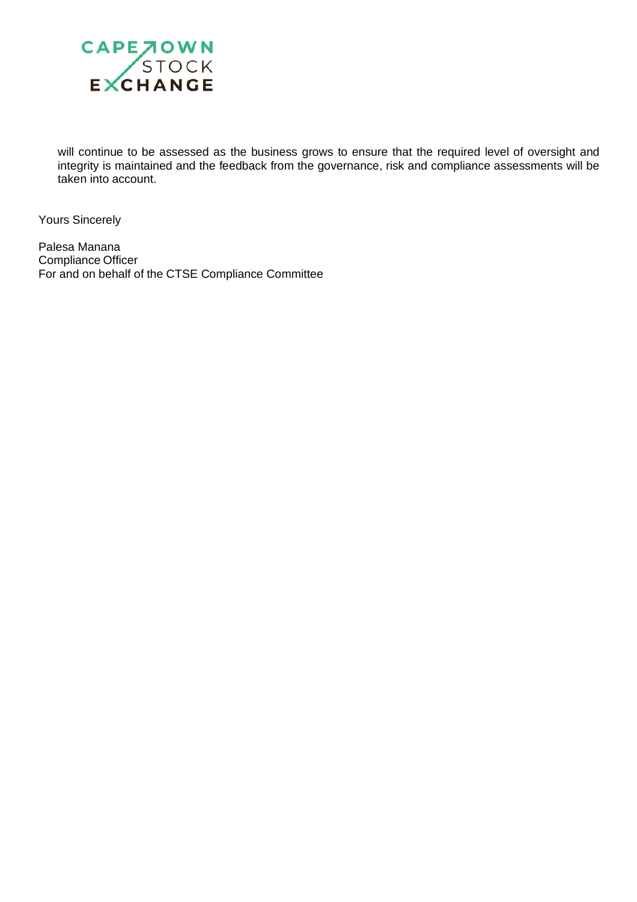will continue to be assessed as the business grows to ensure that the required level of oversight and integrity is maintained and the feedback from the governance, risk and compliance assessments will be taken into account.

Yours Sincerely

Palesa Manana  
Compliance Officer  
For and on behalf of the CTSE Compliance Committee